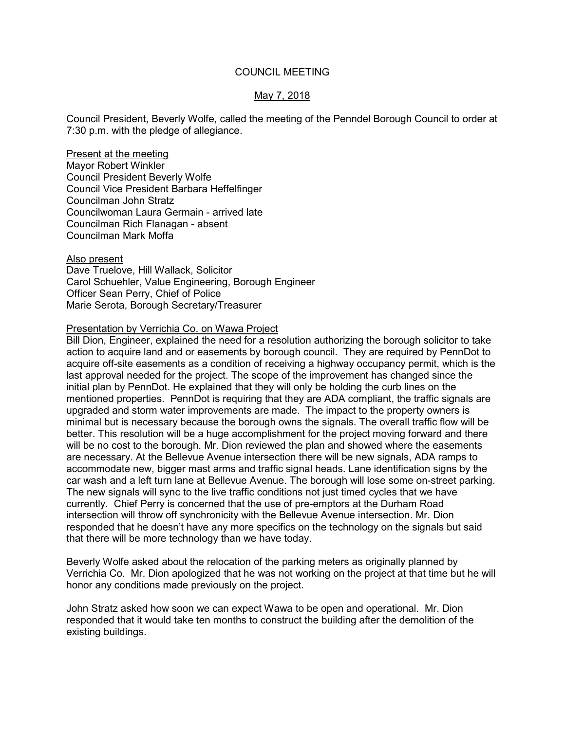# COUNCIL MEETING

## May 7, 2018

Council President, Beverly Wolfe, called the meeting of the Penndel Borough Council to order at 7:30 p.m. with the pledge of allegiance.

Present at the meeting
Mayor Robert Winkler
Council President Beverly Wolfe
Council Vice President Barbara Heffelfinger
Councilman John Stratz
Councilwoman Laura Germain - arrived late
Councilman Rich Flanagan - absent
Councilman Mark Moffa

Also present
Dave Truelove, Hill Wallack, Solicitor
Carol Schuehler, Value Engineering, Borough Engineer
Officer Sean Perry, Chief of Police
Marie Serota, Borough Secretary/Treasurer

Presentation by Verrichia Co. on Wawa Project
Bill Dion, Engineer, explained the need for a resolution authorizing the borough solicitor to take action to acquire land and or easements by borough council. They are required by PennDot to acquire off-site easements as a condition of receiving a highway occupancy permit, which is the last approval needed for the project. The scope of the improvement has changed since the initial plan by PennDot. He explained that they will only be holding the curb lines on the mentioned properties. PennDot is requiring that they are ADA compliant, the traffic signals are upgraded and storm water improvements are made. The impact to the property owners is minimal but is necessary because the borough owns the signals. The overall traffic flow will be better. This resolution will be a huge accomplishment for the project moving forward and there will be no cost to the borough. Mr. Dion reviewed the plan and showed where the easements are necessary. At the Bellevue Avenue intersection there will be new signals, ADA ramps to accommodate new, bigger mast arms and traffic signal heads. Lane identification signs by the car wash and a left turn lane at Bellevue Avenue. The borough will lose some on-street parking. The new signals will sync to the live traffic conditions not just timed cycles that we have currently. Chief Perry is concerned that the use of pre-emptors at the Durham Road intersection will throw off synchronicity with the Bellevue Avenue intersection. Mr. Dion responded that he doesn't have any more specifics on the technology on the signals but said that there will be more technology than we have today.

Beverly Wolfe asked about the relocation of the parking meters as originally planned by Verrichia Co. Mr. Dion apologized that he was not working on the project at that time but he will honor any conditions made previously on the project.

John Stratz asked how soon we can expect Wawa to be open and operational. Mr. Dion responded that it would take ten months to construct the building after the demolition of the existing buildings.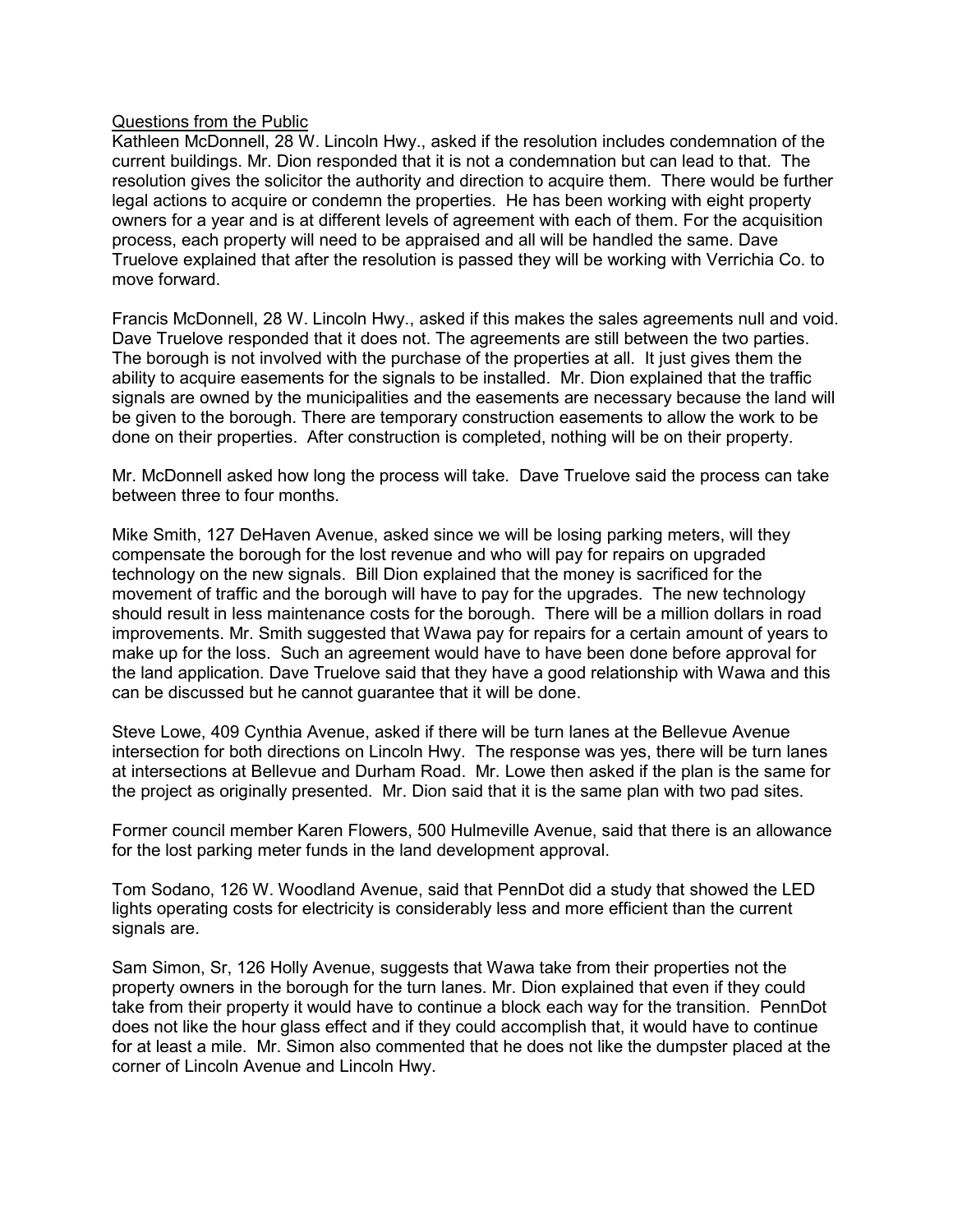Questions from the Public

Kathleen McDonnell, 28 W. Lincoln Hwy., asked if the resolution includes condemnation of the current buildings. Mr. Dion responded that it is not a condemnation but can lead to that. The resolution gives the solicitor the authority and direction to acquire them. There would be further legal actions to acquire or condemn the properties. He has been working with eight property owners for a year and is at different levels of agreement with each of them. For the acquisition process, each property will need to be appraised and all will be handled the same. Dave Truelove explained that after the resolution is passed they will be working with Verrichia Co. to move forward.

Francis McDonnell, 28 W. Lincoln Hwy., asked if this makes the sales agreements null and void. Dave Truelove responded that it does not. The agreements are still between the two parties. The borough is not involved with the purchase of the properties at all. It just gives them the ability to acquire easements for the signals to be installed. Mr. Dion explained that the traffic signals are owned by the municipalities and the easements are necessary because the land will be given to the borough. There are temporary construction easements to allow the work to be done on their properties. After construction is completed, nothing will be on their property.

Mr. McDonnell asked how long the process will take. Dave Truelove said the process can take between three to four months.

Mike Smith, 127 DeHaven Avenue, asked since we will be losing parking meters, will they compensate the borough for the lost revenue and who will pay for repairs on upgraded technology on the new signals. Bill Dion explained that the money is sacrificed for the movement of traffic and the borough will have to pay for the upgrades. The new technology should result in less maintenance costs for the borough. There will be a million dollars in road improvements. Mr. Smith suggested that Wawa pay for repairs for a certain amount of years to make up for the loss. Such an agreement would have to have been done before approval for the land application. Dave Truelove said that they have a good relationship with Wawa and this can be discussed but he cannot guarantee that it will be done.

Steve Lowe, 409 Cynthia Avenue, asked if there will be turn lanes at the Bellevue Avenue intersection for both directions on Lincoln Hwy. The response was yes, there will be turn lanes at intersections at Bellevue and Durham Road. Mr. Lowe then asked if the plan is the same for the project as originally presented. Mr. Dion said that it is the same plan with two pad sites.

Former council member Karen Flowers, 500 Hulmeville Avenue, said that there is an allowance for the lost parking meter funds in the land development approval.

Tom Sodano, 126 W. Woodland Avenue, said that PennDot did a study that showed the LED lights operating costs for electricity is considerably less and more efficient than the current signals are.

Sam Simon, Sr, 126 Holly Avenue, suggests that Wawa take from their properties not the property owners in the borough for the turn lanes. Mr. Dion explained that even if they could take from their property it would have to continue a block each way for the transition. PennDot does not like the hour glass effect and if they could accomplish that, it would have to continue for at least a mile. Mr. Simon also commented that he does not like the dumpster placed at the corner of Lincoln Avenue and Lincoln Hwy.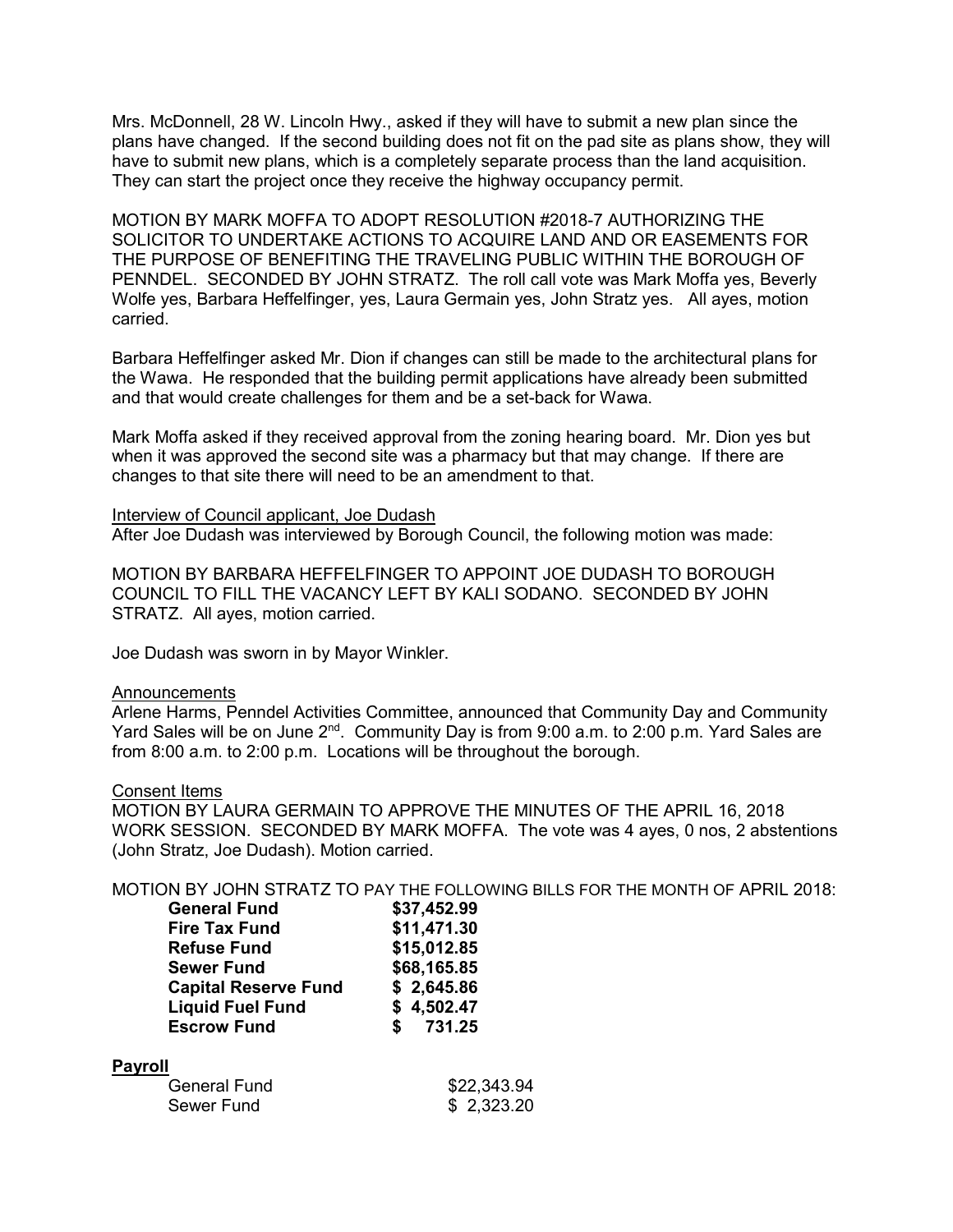Mrs. McDonnell, 28 W. Lincoln Hwy., asked if they will have to submit a new plan since the plans have changed. If the second building does not fit on the pad site as plans show, they will have to submit new plans, which is a completely separate process than the land acquisition. They can start the project once they receive the highway occupancy permit.

MOTION BY MARK MOFFA TO ADOPT RESOLUTION #2018-7 AUTHORIZING THE SOLICITOR TO UNDERTAKE ACTIONS TO ACQUIRE LAND AND OR EASEMENTS FOR THE PURPOSE OF BENEFITING THE TRAVELING PUBLIC WITHIN THE BOROUGH OF PENNDEL. SECONDED BY JOHN STRATZ. The roll call vote was Mark Moffa yes, Beverly Wolfe yes, Barbara Heffelfinger, yes, Laura Germain yes, John Stratz yes. All ayes, motion carried.

Barbara Heffelfinger asked Mr. Dion if changes can still be made to the architectural plans for the Wawa. He responded that the building permit applications have already been submitted and that would create challenges for them and be a set-back for Wawa.

Mark Moffa asked if they received approval from the zoning hearing board. Mr. Dion yes but when it was approved the second site was a pharmacy but that may change. If there are changes to that site there will need to be an amendment to that.

Interview of Council applicant, Joe Dudash

After Joe Dudash was interviewed by Borough Council, the following motion was made:

MOTION BY BARBARA HEFFELFINGER TO APPOINT JOE DUDASH TO BOROUGH COUNCIL TO FILL THE VACANCY LEFT BY KALI SODANO. SECONDED BY JOHN STRATZ. All ayes, motion carried.

Joe Dudash was sworn in by Mayor Winkler.

Announcements

Arlene Harms, Penndel Activities Committee, announced that Community Day and Community Yard Sales will be on June 2nd. Community Day is from 9:00 a.m. to 2:00 p.m. Yard Sales are from 8:00 a.m. to 2:00 p.m. Locations will be throughout the borough.

Consent Items

MOTION BY LAURA GERMAIN TO APPROVE THE MINUTES OF THE APRIL 16, 2018 WORK SESSION. SECONDED BY MARK MOFFA. The vote was 4 ayes, 0 nos, 2 abstentions (John Stratz, Joe Dudash). Motion carried.

MOTION BY JOHN STRATZ TO PAY THE FOLLOWING BILLS FOR THE MONTH OF APRIL 2018:

| | |
|---|---|
| **General Fund** | **$37,452.99** |
| **Fire Tax Fund** | **$11,471.30** |
| **Refuse Fund** | **$15,012.85** |
| **Sewer Fund** | **$68,165.85** |
| **Capital Reserve Fund** | **$ 2,645.86** |
| **Liquid Fuel Fund** | **$ 4,502.47** |
| **Escrow Fund** | **$ 731.25** |

**Payroll**

| | |
|---|---|
| General Fund | $22,343.94 |
| Sewer Fund | $ 2,323.20 |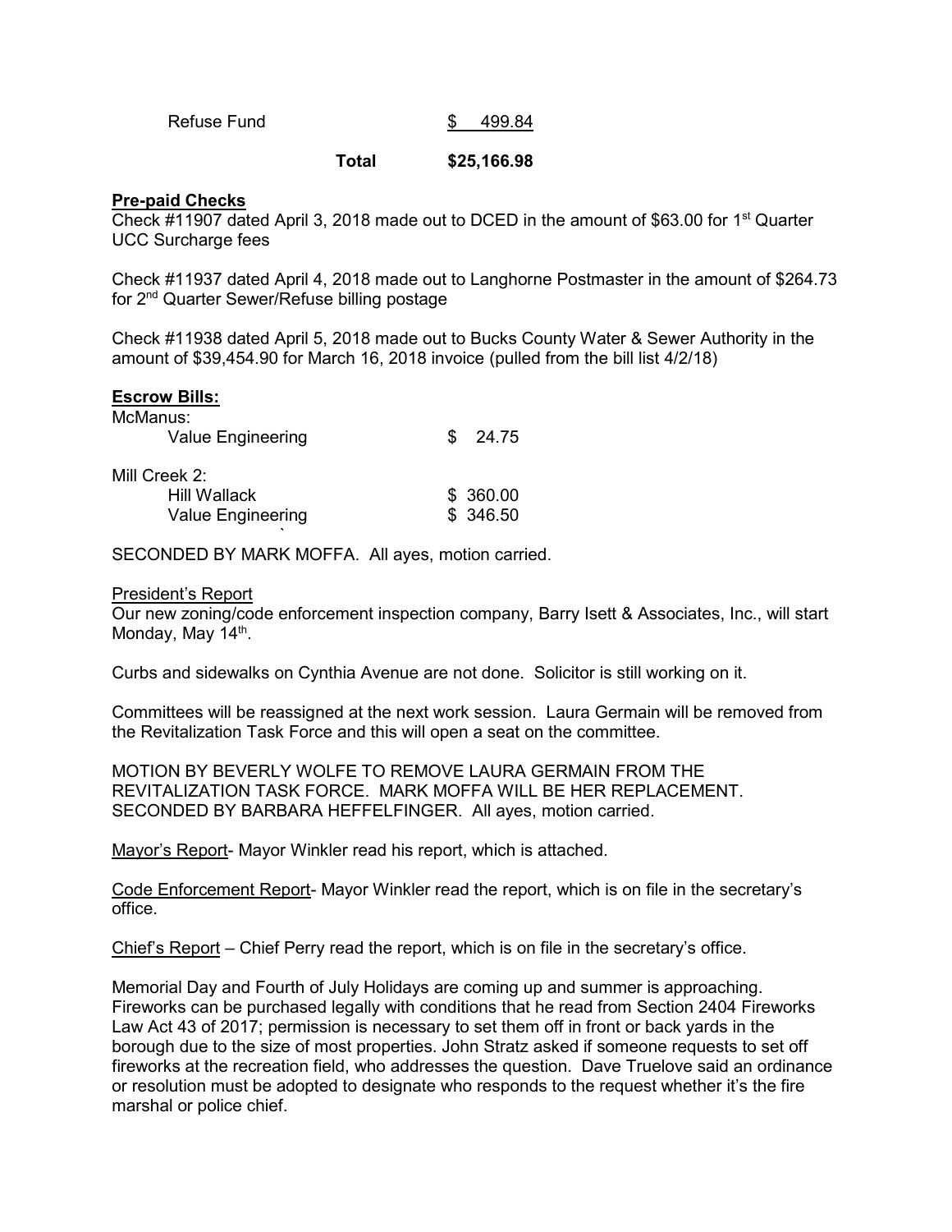| | | |
|---|---|---|
| Refuse Fund | | $ 499.84 |
| | **Total** | **$25,166.98** |

**Pre-paid Checks**

Check #11907 dated April 3, 2018 made out to DCED in the amount of $63.00 for 1st Quarter UCC Surcharge fees

Check #11937 dated April 4, 2018 made out to Langhorne Postmaster in the amount of $264.73 for 2nd Quarter Sewer/Refuse billing postage

Check #11938 dated April 5, 2018 made out to Bucks County Water & Sewer Authority in the amount of $39,454.90 for March 16, 2018 invoice (pulled from the bill list 4/2/18)

**Escrow Bills:**

| | |
|---|---|
| McManus: | |
| Value Engineering | $ 24.75 |
| Mill Creek 2: | |
| Hill Wallack | $ 360.00 |
| Value Engineering | $ 346.50 |

SECONDED BY MARK MOFFA. All ayes, motion carried.

President's Report

Our new zoning/code enforcement inspection company, Barry Isett & Associates, Inc., will start Monday, May 14th.

Curbs and sidewalks on Cynthia Avenue are not done. Solicitor is still working on it.

Committees will be reassigned at the next work session. Laura Germain will be removed from the Revitalization Task Force and this will open a seat on the committee.

MOTION BY BEVERLY WOLFE TO REMOVE LAURA GERMAIN FROM THE REVITALIZATION TASK FORCE. MARK MOFFA WILL BE HER REPLACEMENT. SECONDED BY BARBARA HEFFELFINGER. All ayes, motion carried.

Mayor's Report- Mayor Winkler read his report, which is attached.

Code Enforcement Report- Mayor Winkler read the report, which is on file in the secretary's office.

Chief's Report – Chief Perry read the report, which is on file in the secretary's office.

Memorial Day and Fourth of July Holidays are coming up and summer is approaching. Fireworks can be purchased legally with conditions that he read from Section 2404 Fireworks Law Act 43 of 2017; permission is necessary to set them off in front or back yards in the borough due to the size of most properties. John Stratz asked if someone requests to set off fireworks at the recreation field, who addresses the question. Dave Truelove said an ordinance or resolution must be adopted to designate who responds to the request whether it's the fire marshal or police chief.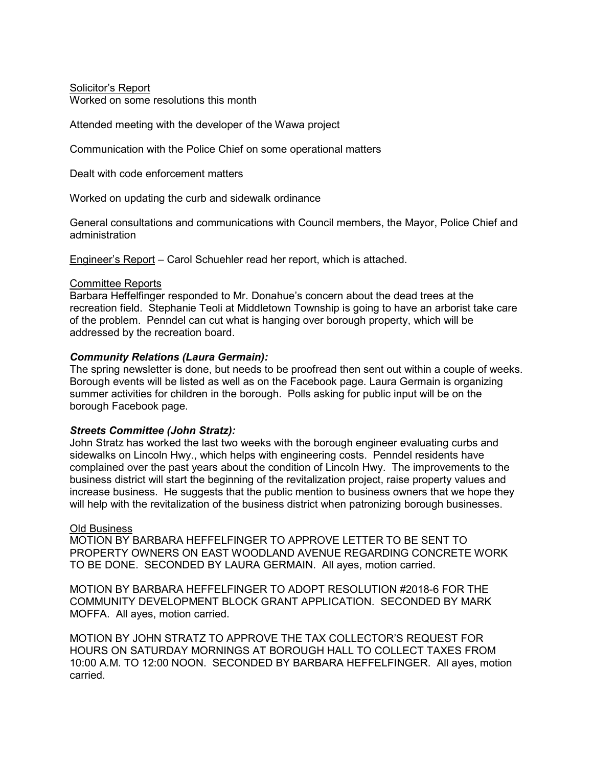Solicitor's Report

Worked on some resolutions this month

Attended meeting with the developer of the Wawa project

Communication with the Police Chief on some operational matters

Dealt with code enforcement matters

Worked on updating the curb and sidewalk ordinance

General consultations and communications with Council members, the Mayor, Police Chief and administration

Engineer's Report – Carol Schuehler read her report, which is attached.

Committee Reports

Barbara Heffelfinger responded to Mr. Donahue's concern about the dead trees at the recreation field. Stephanie Teoli at Middletown Township is going to have an arborist take care of the problem. Penndel can cut what is hanging over borough property, which will be addressed by the recreation board.

***Community Relations (Laura Germain):***

The spring newsletter is done, but needs to be proofread then sent out within a couple of weeks. Borough events will be listed as well as on the Facebook page. Laura Germain is organizing summer activities for children in the borough. Polls asking for public input will be on the borough Facebook page.

***Streets Committee (John Stratz):***

John Stratz has worked the last two weeks with the borough engineer evaluating curbs and sidewalks on Lincoln Hwy., which helps with engineering costs. Penndel residents have complained over the past years about the condition of Lincoln Hwy. The improvements to the business district will start the beginning of the revitalization project, raise property values and increase business. He suggests that the public mention to business owners that we hope they will help with the revitalization of the business district when patronizing borough businesses.

Old Business

MOTION BY BARBARA HEFFELFINGER TO APPROVE LETTER TO BE SENT TO PROPERTY OWNERS ON EAST WOODLAND AVENUE REGARDING CONCRETE WORK TO BE DONE. SECONDED BY LAURA GERMAIN. All ayes, motion carried.

MOTION BY BARBARA HEFFELFINGER TO ADOPT RESOLUTION #2018-6 FOR THE COMMUNITY DEVELOPMENT BLOCK GRANT APPLICATION. SECONDED BY MARK MOFFA. All ayes, motion carried.

MOTION BY JOHN STRATZ TO APPROVE THE TAX COLLECTOR'S REQUEST FOR HOURS ON SATURDAY MORNINGS AT BOROUGH HALL TO COLLECT TAXES FROM 10:00 A.M. TO 12:00 NOON. SECONDED BY BARBARA HEFFELFINGER. All ayes, motion carried.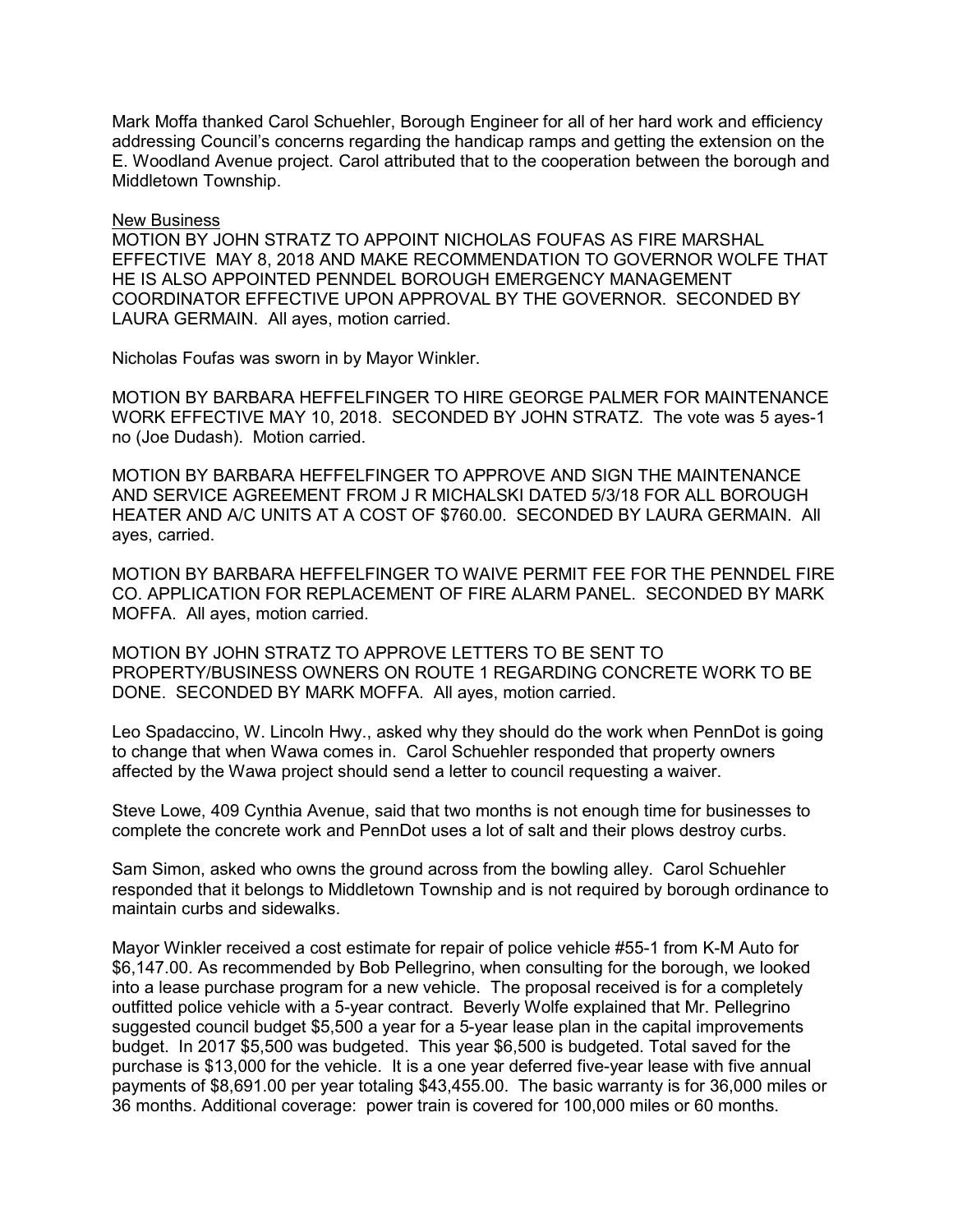Mark Moffa thanked Carol Schuehler, Borough Engineer for all of her hard work and efficiency addressing Council's concerns regarding the handicap ramps and getting the extension on the E. Woodland Avenue project. Carol attributed that to the cooperation between the borough and Middletown Township.

<u>New Business</u>

MOTION BY JOHN STRATZ TO APPOINT NICHOLAS FOUFAS AS FIRE MARSHAL EFFECTIVE MAY 8, 2018 AND MAKE RECOMMENDATION TO GOVERNOR WOLFE THAT HE IS ALSO APPOINTED PENNDEL BOROUGH EMERGENCY MANAGEMENT COORDINATOR EFFECTIVE UPON APPROVAL BY THE GOVERNOR. SECONDED BY LAURA GERMAIN. All ayes, motion carried.

Nicholas Foufas was sworn in by Mayor Winkler.

MOTION BY BARBARA HEFFELFINGER TO HIRE GEORGE PALMER FOR MAINTENANCE WORK EFFECTIVE MAY 10, 2018. SECONDED BY JOHN STRATZ. The vote was 5 ayes-1 no (Joe Dudash). Motion carried.

MOTION BY BARBARA HEFFELFINGER TO APPROVE AND SIGN THE MAINTENANCE AND SERVICE AGREEMENT FROM J R MICHALSKI DATED 5/3/18 FOR ALL BOROUGH HEATER AND A/C UNITS AT A COST OF $760.00. SECONDED BY LAURA GERMAIN. All ayes, carried.

MOTION BY BARBARA HEFFELFINGER TO WAIVE PERMIT FEE FOR THE PENNDEL FIRE CO. APPLICATION FOR REPLACEMENT OF FIRE ALARM PANEL. SECONDED BY MARK MOFFA. All ayes, motion carried.

MOTION BY JOHN STRATZ TO APPROVE LETTERS TO BE SENT TO PROPERTY/BUSINESS OWNERS ON ROUTE 1 REGARDING CONCRETE WORK TO BE DONE. SECONDED BY MARK MOFFA. All ayes, motion carried.

Leo Spadaccino, W. Lincoln Hwy., asked why they should do the work when PennDot is going to change that when Wawa comes in. Carol Schuehler responded that property owners affected by the Wawa project should send a letter to council requesting a waiver.

Steve Lowe, 409 Cynthia Avenue, said that two months is not enough time for businesses to complete the concrete work and PennDot uses a lot of salt and their plows destroy curbs.

Sam Simon, asked who owns the ground across from the bowling alley. Carol Schuehler responded that it belongs to Middletown Township and is not required by borough ordinance to maintain curbs and sidewalks.

Mayor Winkler received a cost estimate for repair of police vehicle #55-1 from K-M Auto for $6,147.00. As recommended by Bob Pellegrino, when consulting for the borough, we looked into a lease purchase program for a new vehicle. The proposal received is for a completely outfitted police vehicle with a 5-year contract. Beverly Wolfe explained that Mr. Pellegrino suggested council budget $5,500 a year for a 5-year lease plan in the capital improvements budget. In 2017 $5,500 was budgeted. This year $6,500 is budgeted. Total saved for the purchase is $13,000 for the vehicle. It is a one year deferred five-year lease with five annual payments of $8,691.00 per year totaling $43,455.00. The basic warranty is for 36,000 miles or 36 months. Additional coverage: power train is covered for 100,000 miles or 60 months.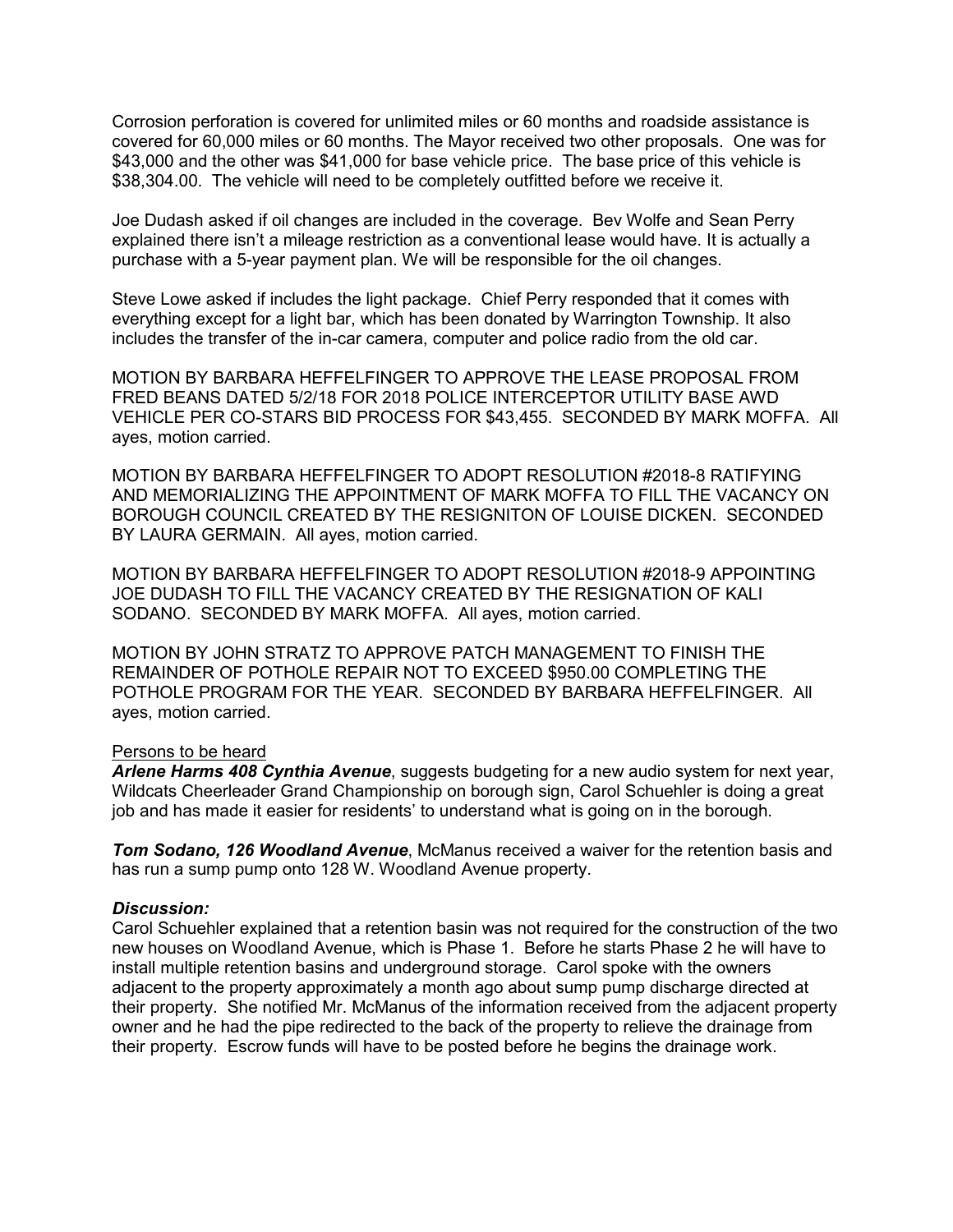Corrosion perforation is covered for unlimited miles or 60 months and roadside assistance is covered for 60,000 miles or 60 months. The Mayor received two other proposals. One was for $43,000 and the other was $41,000 for base vehicle price. The base price of this vehicle is $38,304.00. The vehicle will need to be completely outfitted before we receive it.

Joe Dudash asked if oil changes are included in the coverage. Bev Wolfe and Sean Perry explained there isn't a mileage restriction as a conventional lease would have. It is actually a purchase with a 5-year payment plan. We will be responsible for the oil changes.

Steve Lowe asked if includes the light package. Chief Perry responded that it comes with everything except for a light bar, which has been donated by Warrington Township. It also includes the transfer of the in-car camera, computer and police radio from the old car.

MOTION BY BARBARA HEFFELFINGER TO APPROVE THE LEASE PROPOSAL FROM FRED BEANS DATED 5/2/18 FOR 2018 POLICE INTERCEPTOR UTILITY BASE AWD VEHICLE PER CO-STARS BID PROCESS FOR $43,455. SECONDED BY MARK MOFFA. All ayes, motion carried.

MOTION BY BARBARA HEFFELFINGER TO ADOPT RESOLUTION #2018-8 RATIFYING AND MEMORIALIZING THE APPOINTMENT OF MARK MOFFA TO FILL THE VACANCY ON BOROUGH COUNCIL CREATED BY THE RESIGNITON OF LOUISE DICKEN. SECONDED BY LAURA GERMAIN. All ayes, motion carried.

MOTION BY BARBARA HEFFELFINGER TO ADOPT RESOLUTION #2018-9 APPOINTING JOE DUDASH TO FILL THE VACANCY CREATED BY THE RESIGNATION OF KALI SODANO. SECONDED BY MARK MOFFA. All ayes, motion carried.

MOTION BY JOHN STRATZ TO APPROVE PATCH MANAGEMENT TO FINISH THE REMAINDER OF POTHOLE REPAIR NOT TO EXCEED $950.00 COMPLETING THE POTHOLE PROGRAM FOR THE YEAR. SECONDED BY BARBARA HEFFELFINGER. All ayes, motion carried.

Persons to be heard

***Arlene Harms 408 Cynthia Avenue***, suggests budgeting for a new audio system for next year, Wildcats Cheerleader Grand Championship on borough sign, Carol Schuehler is doing a great job and has made it easier for residents' to understand what is going on in the borough.

***Tom Sodano, 126 Woodland Avenue***, McManus received a waiver for the retention basis and has run a sump pump onto 128 W. Woodland Avenue property.

***Discussion:***

Carol Schuehler explained that a retention basin was not required for the construction of the two new houses on Woodland Avenue, which is Phase 1. Before he starts Phase 2 he will have to install multiple retention basins and underground storage. Carol spoke with the owners adjacent to the property approximately a month ago about sump pump discharge directed at their property. She notified Mr. McManus of the information received from the adjacent property owner and he had the pipe redirected to the back of the property to relieve the drainage from their property. Escrow funds will have to be posted before he begins the drainage work.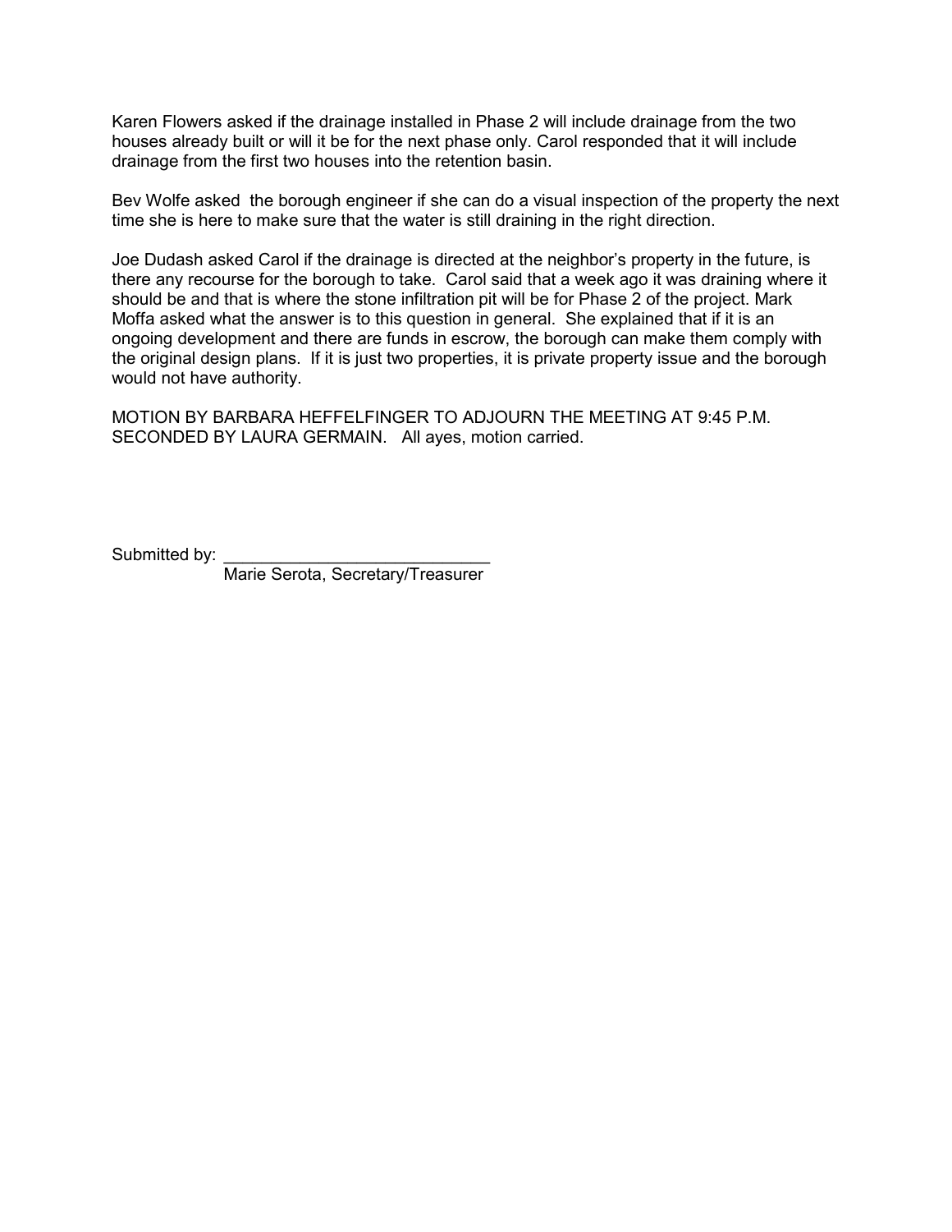Karen Flowers asked if the drainage installed in Phase 2 will include drainage from the two houses already built or will it be for the next phase only. Carol responded that it will include drainage from the first two houses into the retention basin.

Bev Wolfe asked the borough engineer if she can do a visual inspection of the property the next time she is here to make sure that the water is still draining in the right direction.

Joe Dudash asked Carol if the drainage is directed at the neighbor's property in the future, is there any recourse for the borough to take. Carol said that a week ago it was draining where it should be and that is where the stone infiltration pit will be for Phase 2 of the project. Mark Moffa asked what the answer is to this question in general. She explained that if it is an ongoing development and there are funds in escrow, the borough can make them comply with the original design plans. If it is just two properties, it is private property issue and the borough would not have authority.

MOTION BY BARBARA HEFFELFINGER TO ADJOURN THE MEETING AT 9:45 P.M. SECONDED BY LAURA GERMAIN. All ayes, motion carried.

Submitted by: ____________________________
Marie Serota, Secretary/Treasurer